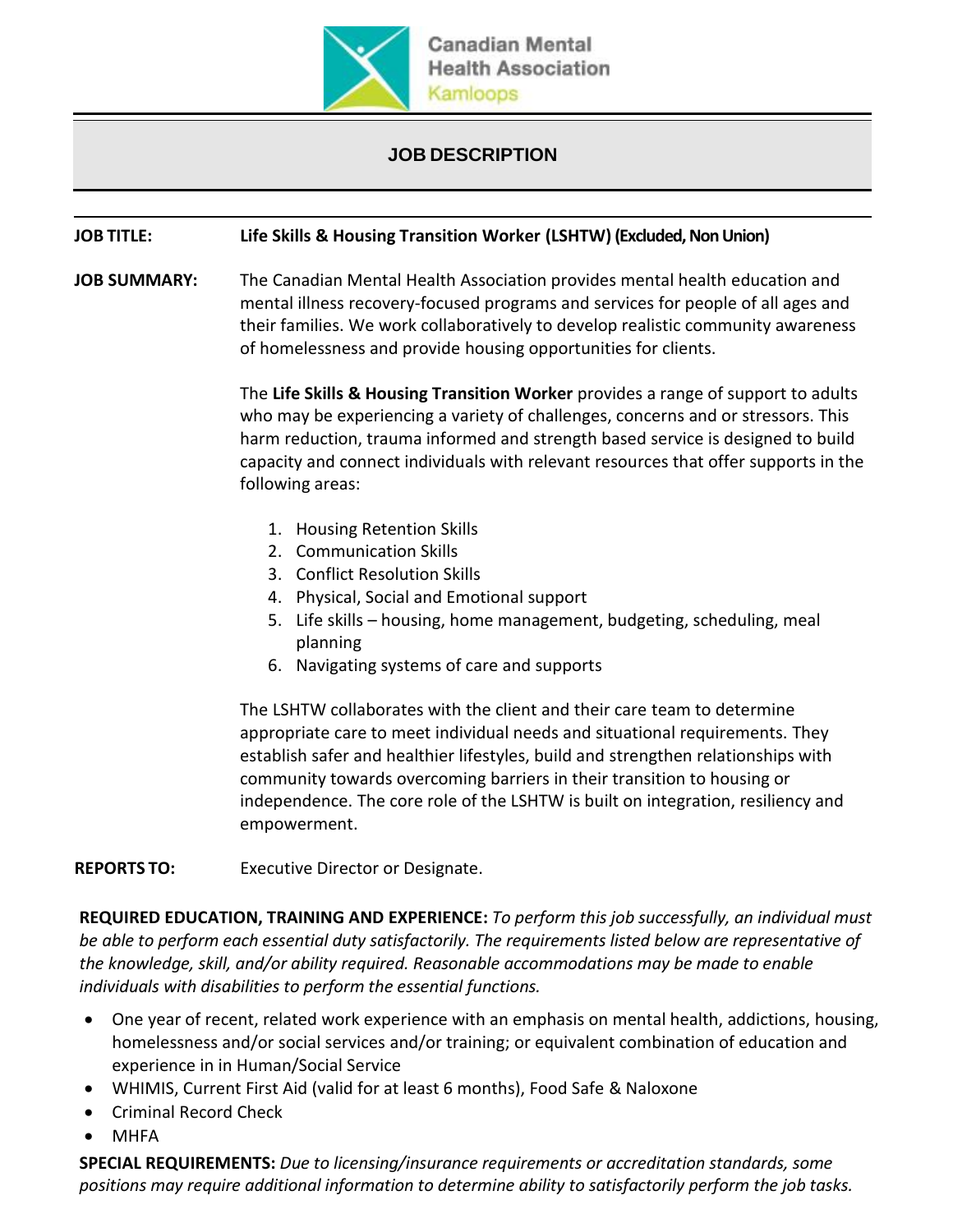Canadian Mental Health Association
Kamloops

# JOB DESCRIPTION

**JOB TITLE:** **Life Skills & Housing Transition Worker (LSHTW) (Excluded, Non Union)**

**JOB SUMMARY:** The Canadian Mental Health Association provides mental health education and mental illness recovery-focused programs and services for people of all ages and their families. We work collaboratively to develop realistic community awareness of homelessness and provide housing opportunities for clients.

The **Life Skills & Housing Transition Worker** provides a range of support to adults who may be experiencing a variety of challenges, concerns and or stressors. This harm reduction, trauma informed and strength based service is designed to build capacity and connect individuals with relevant resources that offer supports in the following areas:

1. Housing Retention Skills
2. Communication Skills
3. Conflict Resolution Skills
4. Physical, Social and Emotional support
5. Life skills – housing, home management, budgeting, scheduling, meal planning
6. Navigating systems of care and supports

The LSHTW collaborates with the client and their care team to determine appropriate care to meet individual needs and situational requirements. They establish safer and healthier lifestyles, build and strengthen relationships with community towards overcoming barriers in their transition to housing or independence. The core role of the LSHTW is built on integration, resiliency and empowerment.

**REPORTS TO:** Executive Director or Designate.

**REQUIRED EDUCATION, TRAINING AND EXPERIENCE:** *To perform this job successfully, an individual must be able to perform each essential duty satisfactorily. The requirements listed below are representative of the knowledge, skill, and/or ability required. Reasonable accommodations may be made to enable individuals with disabilities to perform the essential functions.*

- One year of recent, related work experience with an emphasis on mental health, addictions, housing, homelessness and/or social services and/or training; or equivalent combination of education and experience in in Human/Social Service
- WHIMIS, Current First Aid (valid for at least 6 months), Food Safe & Naloxone
- Criminal Record Check
- MHFA

**SPECIAL REQUIREMENTS:** *Due to licensing/insurance requirements or accreditation standards, some positions may require additional information to determine ability to satisfactorily perform the job tasks.*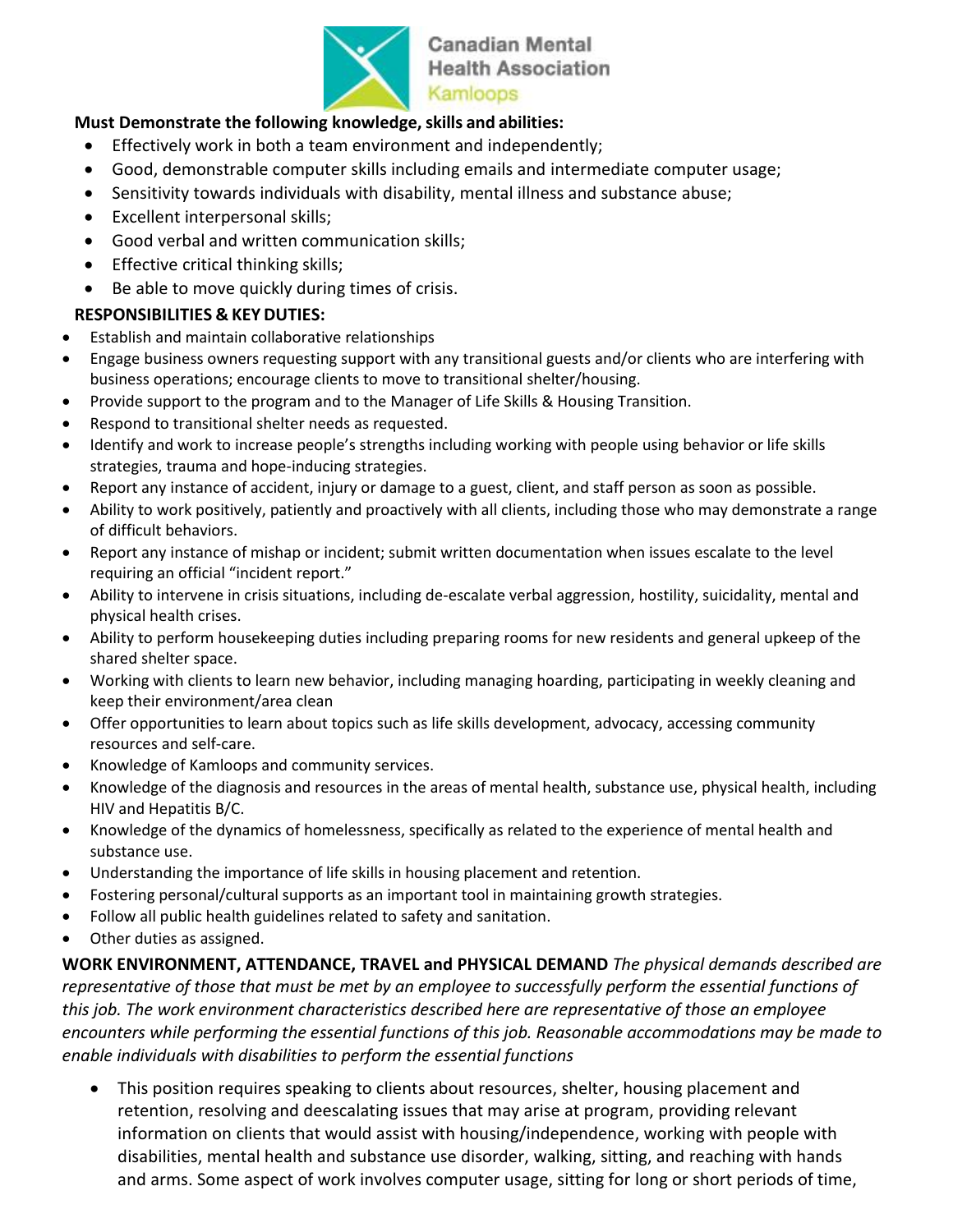**Must Demonstrate the following knowledge, skills and abilities:**

- Effectively work in both a team environment and independently;
- Good, demonstrable computer skills including emails and intermediate computer usage;
- Sensitivity towards individuals with disability, mental illness and substance abuse;
- Excellent interpersonal skills;
- Good verbal and written communication skills;
- Effective critical thinking skills;
- Be able to move quickly during times of crisis.

**RESPONSIBILITIES & KEY DUTIES:**

- Establish and maintain collaborative relationships
- Engage business owners requesting support with any transitional guests and/or clients who are interfering with business operations; encourage clients to move to transitional shelter/housing.
- Provide support to the program and to the Manager of Life Skills & Housing Transition.
- Respond to transitional shelter needs as requested.
- Identify and work to increase people's strengths including working with people using behavior or life skills strategies, trauma and hope-inducing strategies.
- Report any instance of accident, injury or damage to a guest, client, and staff person as soon as possible.
- Ability to work positively, patiently and proactively with all clients, including those who may demonstrate a range of difficult behaviors.
- Report any instance of mishap or incident; submit written documentation when issues escalate to the level requiring an official "incident report."
- Ability to intervene in crisis situations, including de-escalate verbal aggression, hostility, suicidality, mental and physical health crises.
- Ability to perform housekeeping duties including preparing rooms for new residents and general upkeep of the shared shelter space.
- Working with clients to learn new behavior, including managing hoarding, participating in weekly cleaning and keep their environment/area clean
- Offer opportunities to learn about topics such as life skills development, advocacy, accessing community resources and self-care.
- Knowledge of Kamloops and community services.
- Knowledge of the diagnosis and resources in the areas of mental health, substance use, physical health, including HIV and Hepatitis B/C.
- Knowledge of the dynamics of homelessness, specifically as related to the experience of mental health and substance use.
- Understanding the importance of life skills in housing placement and retention.
- Fostering personal/cultural supports as an important tool in maintaining growth strategies.
- Follow all public health guidelines related to safety and sanitation.
- Other duties as assigned.

**WORK ENVIRONMENT, ATTENDANCE, TRAVEL and PHYSICAL DEMAND** *The physical demands described are representative of those that must be met by an employee to successfully perform the essential functions of this job. The work environment characteristics described here are representative of those an employee encounters while performing the essential functions of this job. Reasonable accommodations may be made to enable individuals with disabilities to perform the essential functions*

- This position requires speaking to clients about resources, shelter, housing placement and retention, resolving and deescalating issues that may arise at program, providing relevant information on clients that would assist with housing/independence, working with people with disabilities, mental health and substance use disorder, walking, sitting, and reaching with hands and arms. Some aspect of work involves computer usage, sitting for long or short periods of time,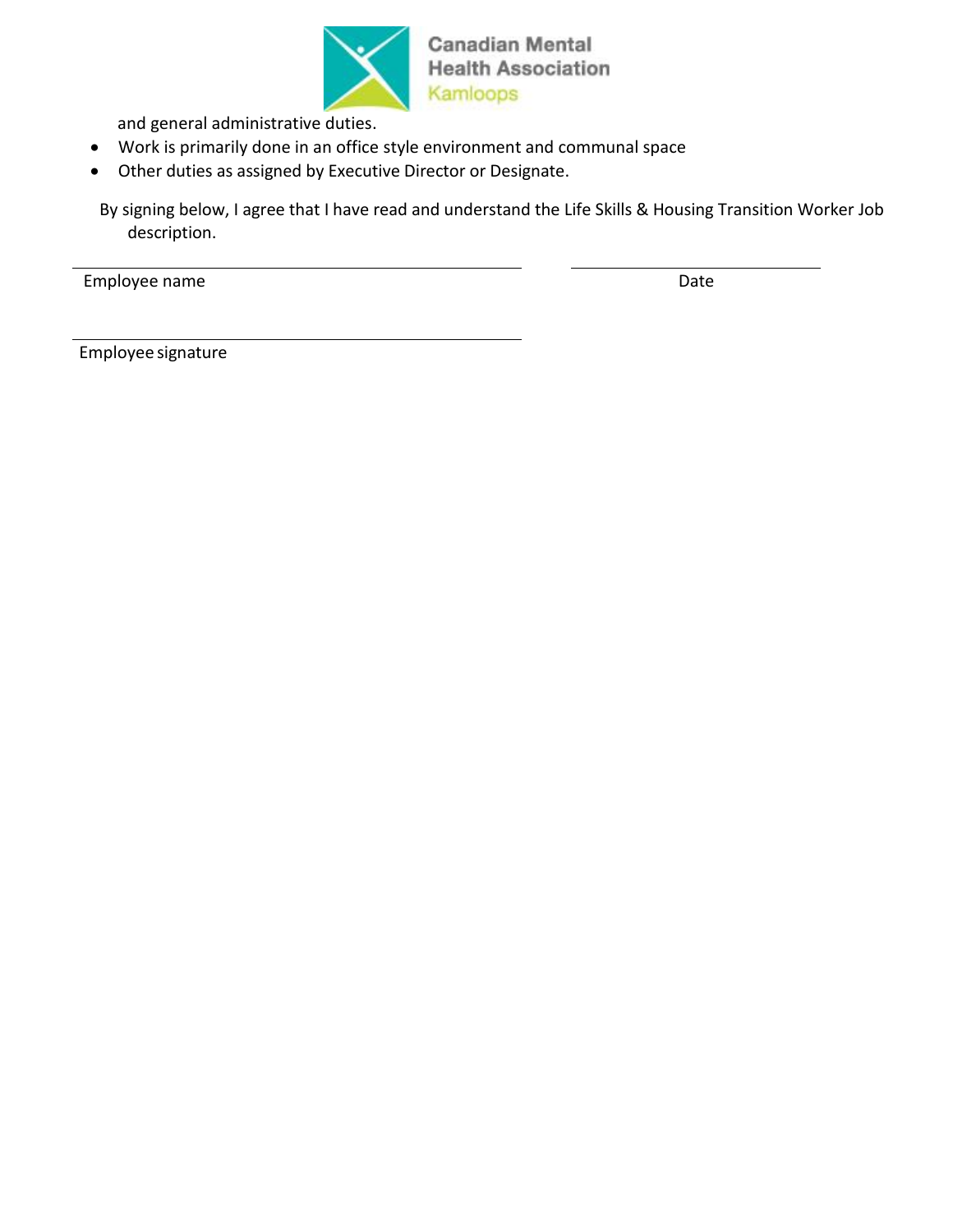and general administrative duties.

- Work is primarily done in an office style environment and communal space
- Other duties as assigned by Executive Director or Designate.

By signing below, I agree that I have read and understand the Life Skills & Housing Transition Worker Job description.

\_\_\_\_\_\_\_\_\_\_\_\_\_\_\_\_\_\_\_\_\_\_\_\_\_\_\_\_\_\_\_\_\_\_\_\_\_\_\_\_ \_\_\_\_\_\_\_\_\_\_\_\_\_\_\_\_\_\_\_\_\_\_\_\_

Employee name Date

\_\_\_\_\_\_\_\_\_\_\_\_\_\_\_\_\_\_\_\_\_\_\_\_\_\_\_\_\_\_\_\_\_\_\_\_\_\_\_\_

Employee signature